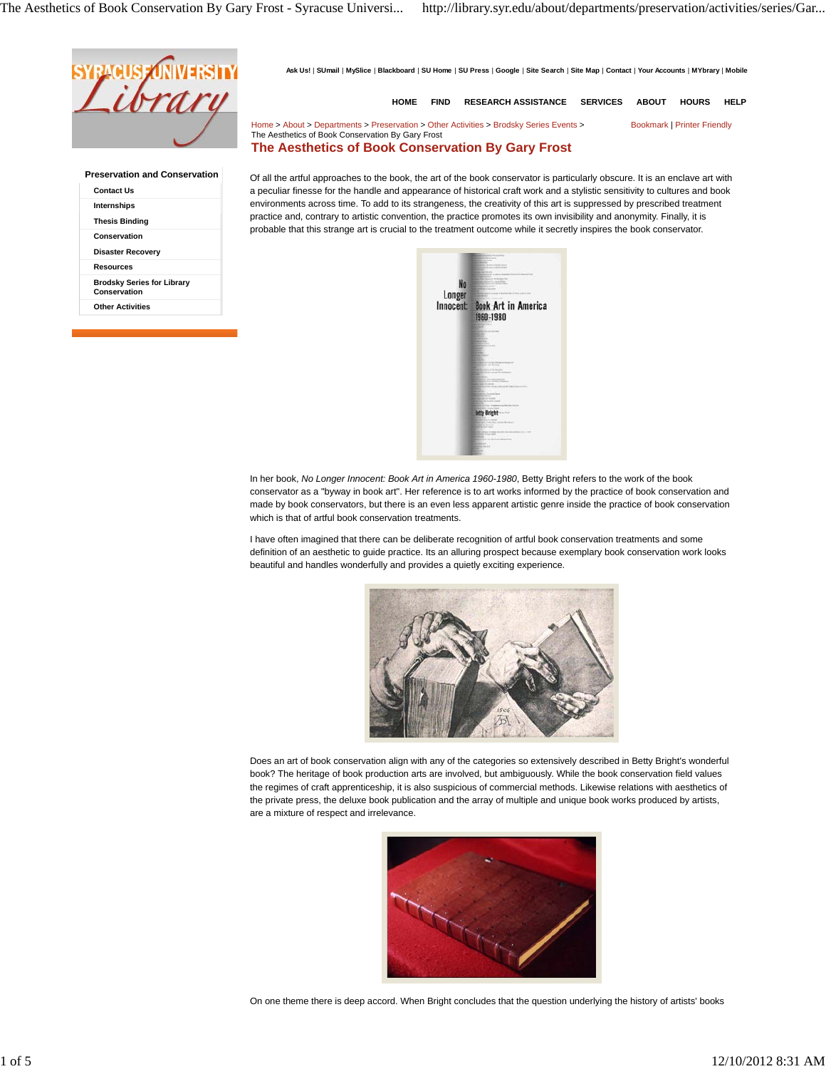Ask Us! | SUmail | MySlice | Blackboard | SU Home | SU Press | Google | Site Search | Site Map | Contact | Your Accounts | MYbrary | Mobile

HOME FIND RESEARCH ASSISTANCE SERVICES ABOUT HOURS HELP

Home > About > Departments > Preservation > Other Activities > Brodsky Series Events > The Aesthetics of Book Conservation By Gary Frost

Bookmark | Printer Friendly

# The Aesthetics of Book Conservation By Gary Frost

**Preservation and Conservation**

- Contact Us
- Internships
- Thesis Binding
- Conservation
- Disaster Recovery
- Resources
- Brodsky Series for Library Conservation
- Other Activities

Of all the artful approaches to the book, the art of the book conservator is particularly obscure. It is an enclave art with a peculiar finesse for the handle and appearance of historical craft work and a stylistic sensitivity to cultures and book environments across time. To add to its strangeness, the creativity of this art is suppressed by prescribed treatment practice and, contrary to artistic convention, the practice promotes its own invisibility and anonymity. Finally, it is probable that this strange art is crucial to the treatment outcome while it secretly inspires the book conservator.

In her book, *No Longer Innocent: Book Art in America 1960-1980*, Betty Bright refers to the work of the book conservator as a "byway in book art". Her reference is to art works informed by the practice of book conservation and made by book conservators, but there is an even less apparent artistic genre inside the practice of book conservation which is that of artful book conservation treatments.

I have often imagined that there can be deliberate recognition of artful book conservation treatments and some definition of an aesthetic to guide practice. Its an alluring prospect because exemplary book conservation work looks beautiful and handles wonderfully and provides a quietly exciting experience.

Does an art of book conservation align with any of the categories so extensively described in Betty Bright's wonderful book? The heritage of book production arts are involved, but ambiguously. While the book conservation field values the regimes of craft apprenticeship, it is also suspicious of commercial methods. Likewise relations with aesthetics of the private press, the deluxe book publication and the array of multiple and unique book works produced by artists, are a mixture of respect and irrelevance.

On one theme there is deep accord. When Bright concludes that the question underlying the history of artists' books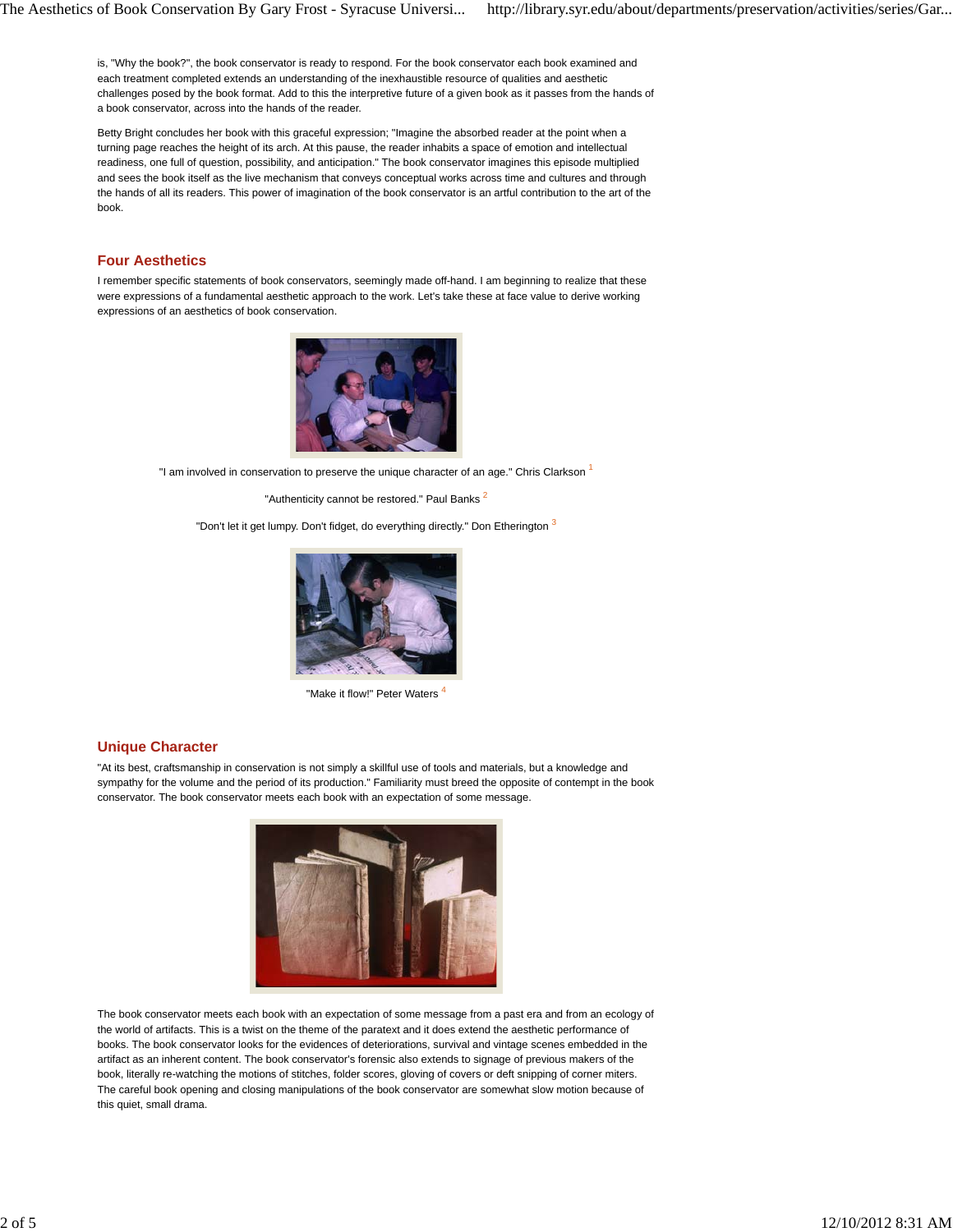is, "Why the book?", the book conservator is ready to respond. For the book conservator each book examined and each treatment completed extends an understanding of the inexhaustible resource of qualities and aesthetic challenges posed by the book format. Add to this the interpretive future of a given book as it passes from the hands of a book conservator, across into the hands of the reader.

Betty Bright concludes her book with this graceful expression; "Imagine the absorbed reader at the point when a turning page reaches the height of its arch. At this pause, the reader inhabits a space of emotion and intellectual readiness, one full of question, possibility, and anticipation." The book conservator imagines this episode multiplied and sees the book itself as the live mechanism that conveys conceptual works across time and cultures and through the hands of all its readers. This power of imagination of the book conservator is an artful contribution to the art of the book.

## Four Aesthetics

I remember specific statements of book conservators, seemingly made off-hand. I am beginning to realize that these were expressions of a fundamental aesthetic approach to the work. Let's take these at face value to derive working expressions of an aesthetics of book conservation.

"I am involved in conservation to preserve the unique character of an age." Chris Clarkson [1]

"Authenticity cannot be restored." Paul Banks [2]

"Don't let it get lumpy. Don't fidget, do everything directly." Don Etherington [3]

"Make it flow!" Peter Waters [4]

## Unique Character

"At its best, craftsmanship in conservation is not simply a skillful use of tools and materials, but a knowledge and sympathy for the volume and the period of its production." Familiarity must breed the opposite of contempt in the book conservator. The book conservator meets each book with an expectation of some message.

The book conservator meets each book with an expectation of some message from a past era and from an ecology of the world of artifacts. This is a twist on the theme of the paratext and it does extend the aesthetic performance of books. The book conservator looks for the evidences of deteriorations, survival and vintage scenes embedded in the artifact as an inherent content. The book conservator's forensic also extends to signage of previous makers of the book, literally re-watching the motions of stitches, folder scores, gloving of covers or deft snipping of corner miters. The careful book opening and closing manipulations of the book conservator are somewhat slow motion because of this quiet, small drama.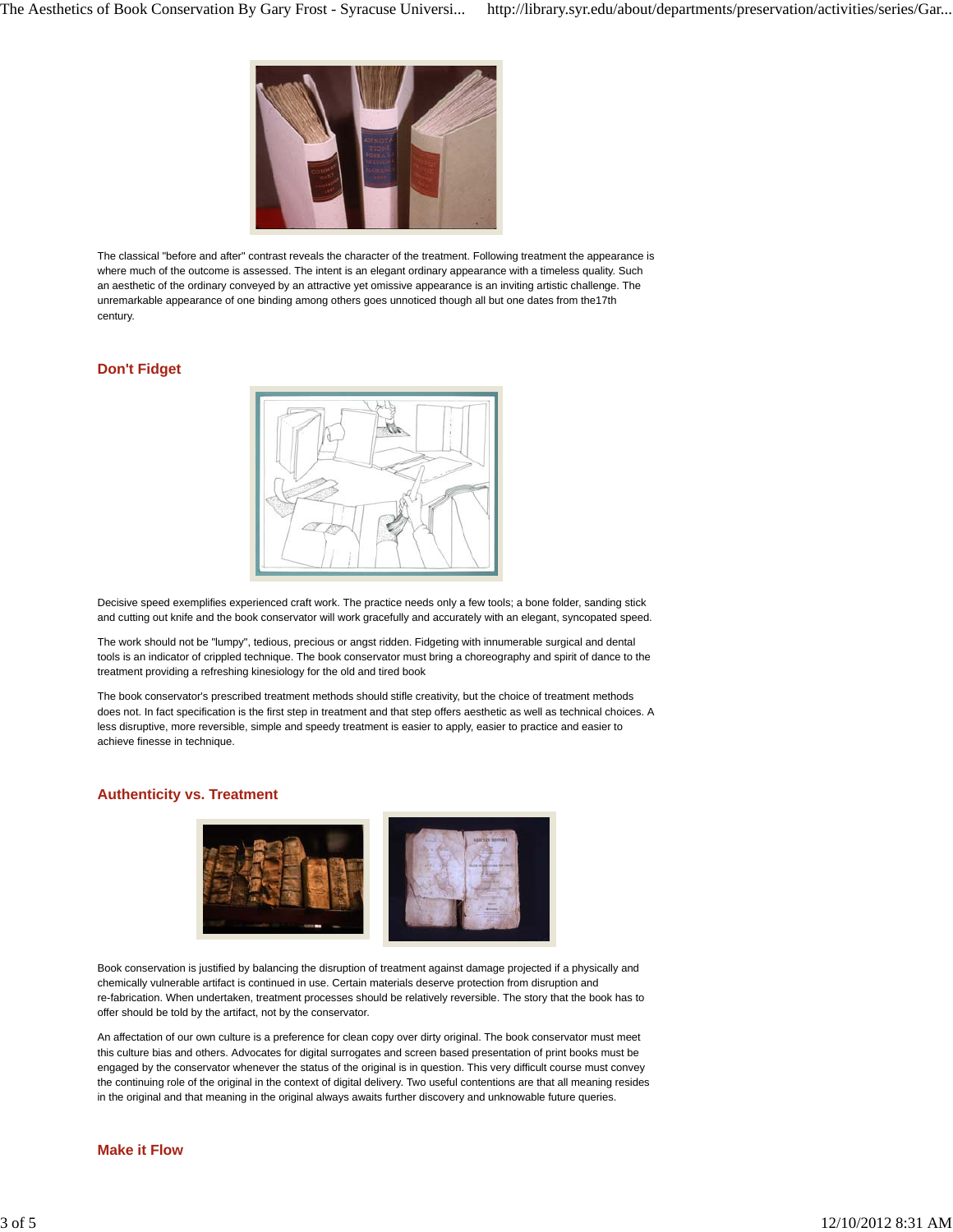The classical "before and after" contrast reveals the character of the treatment. Following treatment the appearance is where much of the outcome is assessed. The intent is an elegant ordinary appearance with a timeless quality. Such an aesthetic of the ordinary conveyed by an attractive yet omissive appearance is an inviting artistic challenge. The unremarkable appearance of one binding among others goes unnoticed though all but one dates from the17th century.

## Don't Fidget

Decisive speed exemplifies experienced craft work. The practice needs only a few tools; a bone folder, sanding stick and cutting out knife and the book conservator will work gracefully and accurately with an elegant, syncopated speed.

The work should not be "lumpy", tedious, precious or angst ridden. Fidgeting with innumerable surgical and dental tools is an indicator of crippled technique. The book conservator must bring a choreography and spirit of dance to the treatment providing a refreshing kinesiology for the old and tired book

The book conservator's prescribed treatment methods should stifle creativity, but the choice of treatment methods does not. In fact specification is the first step in treatment and that step offers aesthetic as well as technical choices. A less disruptive, more reversible, simple and speedy treatment is easier to apply, easier to practice and easier to achieve finesse in technique.

## Authenticity vs. Treatment

Book conservation is justified by balancing the disruption of treatment against damage projected if a physically and chemically vulnerable artifact is continued in use. Certain materials deserve protection from disruption and re-fabrication. When undertaken, treatment processes should be relatively reversible. The story that the book has to offer should be told by the artifact, not by the conservator.

An affectation of our own culture is a preference for clean copy over dirty original. The book conservator must meet this culture bias and others. Advocates for digital surrogates and screen based presentation of print books must be engaged by the conservator whenever the status of the original is in question. This very difficult course must convey the continuing role of the original in the context of digital delivery. Two useful contentions are that all meaning resides in the original and that meaning in the original always awaits further discovery and unknowable future queries.

## Make it Flow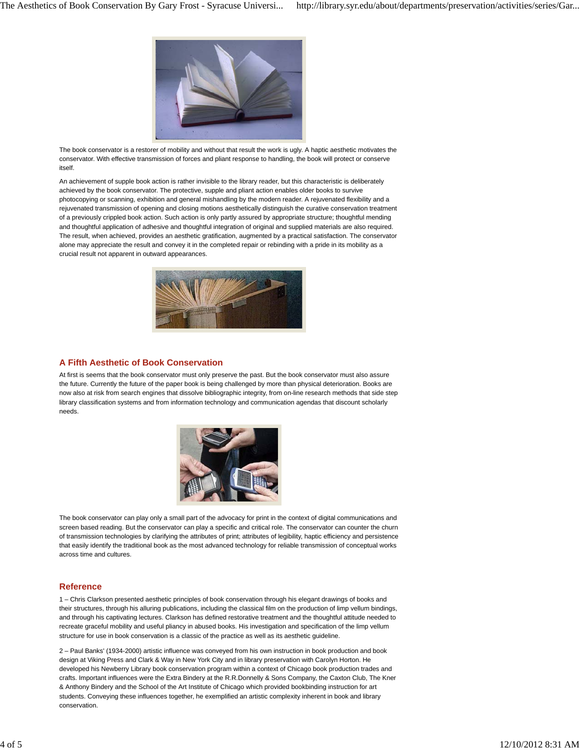The book conservator is a restorer of mobility and without that result the work is ugly. A haptic aesthetic motivates the conservator. With effective transmission of forces and pliant response to handling, the book will protect or conserve itself.

An achievement of supple book action is rather invisible to the library reader, but this characteristic is deliberately achieved by the book conservator. The protective, supple and pliant action enables older books to survive photocopying or scanning, exhibition and general mishandling by the modern reader. A rejuvenated flexibility and a rejuvenated transmission of opening and closing motions aesthetically distinguish the curative conservation treatment of a previously crippled book action. Such action is only partly assured by appropriate structure; thoughtful mending and thoughtful application of adhesive and thoughtful integration of original and supplied materials are also required. The result, when achieved, provides an aesthetic gratification, augmented by a practical satisfaction. The conservator alone may appreciate the result and convey it in the completed repair or rebinding with a pride in its mobility as a crucial result not apparent in outward appearances.

## A Fifth Aesthetic of Book Conservation

At first is seems that the book conservator must only preserve the past. But the book conservator must also assure the future. Currently the future of the paper book is being challenged by more than physical deterioration. Books are now also at risk from search engines that dissolve bibliographic integrity, from on-line research methods that side step library classification systems and from information technology and communication agendas that discount scholarly needs.

The book conservator can play only a small part of the advocacy for print in the context of digital communications and screen based reading. But the conservator can play a specific and critical role. The conservator can counter the churn of transmission technologies by clarifying the attributes of print; attributes of legibility, haptic efficiency and persistence that easily identify the traditional book as the most advanced technology for reliable transmission of conceptual works across time and cultures.

## Reference

1 – Chris Clarkson presented aesthetic principles of book conservation through his elegant drawings of books and their structures, through his alluring publications, including the classical film on the production of limp vellum bindings, and through his captivating lectures. Clarkson has defined restorative treatment and the thoughtful attitude needed to recreate graceful mobility and useful pliancy in abused books. His investigation and specification of the limp vellum structure for use in book conservation is a classic of the practice as well as its aesthetic guideline.

2 – Paul Banks' (1934-2000) artistic influence was conveyed from his own instruction in book production and book design at Viking Press and Clark & Way in New York City and in library preservation with Carolyn Horton. He developed his Newberry Library book conservation program within a context of Chicago book production trades and crafts. Important influences were the Extra Bindery at the R.R.Donnelly & Sons Company, the Caxton Club, The Kner & Anthony Bindery and the School of the Art Institute of Chicago which provided bookbinding instruction for art students. Conveying these influences together, he exemplified an artistic complexity inherent in book and library conservation.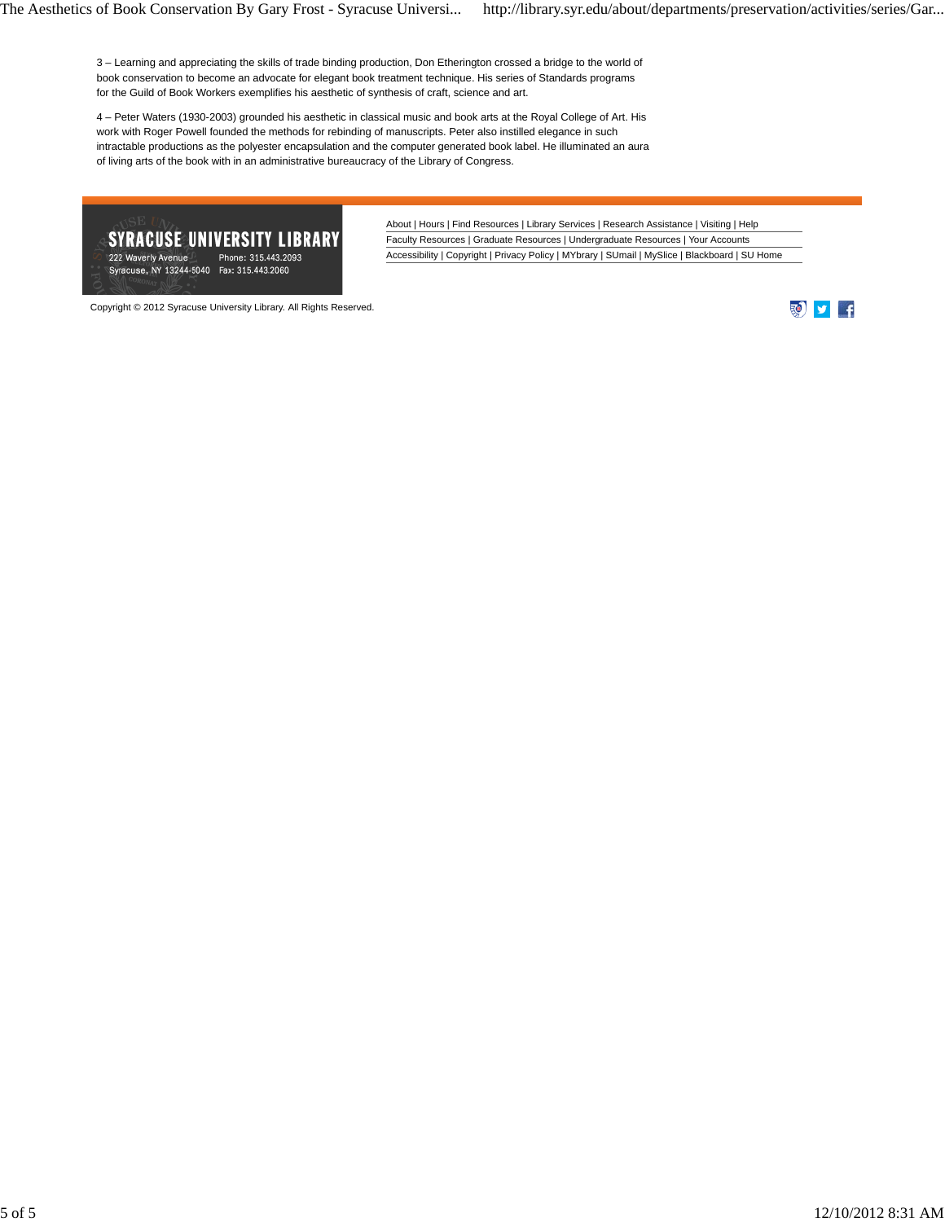3 – Learning and appreciating the skills of trade binding production, Don Etherington crossed a bridge to the world of book conservation to become an advocate for elegant book treatment technique. His series of Standards programs for the Guild of Book Workers exemplifies his aesthetic of synthesis of craft, science and art.

4 – Peter Waters (1930-2003) grounded his aesthetic in classical music and book arts at the Royal College of Art. His work with Roger Powell founded the methods for rebinding of manuscripts. Peter also instilled elegance in such intractable productions as the polyester encapsulation and the computer generated book label. He illuminated an aura of living arts of the book with in an administrative bureaucracy of the Library of Congress.

**SYRACUSE UNIVERSITY LIBRARY**
222 Waverly Avenue
Syracuse, NY 13244-5040
Phone: 315.443.2093
Fax: 315.443.2060

About | Hours | Find Resources | Library Services | Research Assistance | Visiting | Help
Faculty Resources | Graduate Resources | Undergraduate Resources | Your Accounts
Accessibility | Copyright | Privacy Policy | MYbrary | SUmail | MySlice | Blackboard | SU Home

Copyright © 2012 Syracuse University Library. All Rights Reserved.